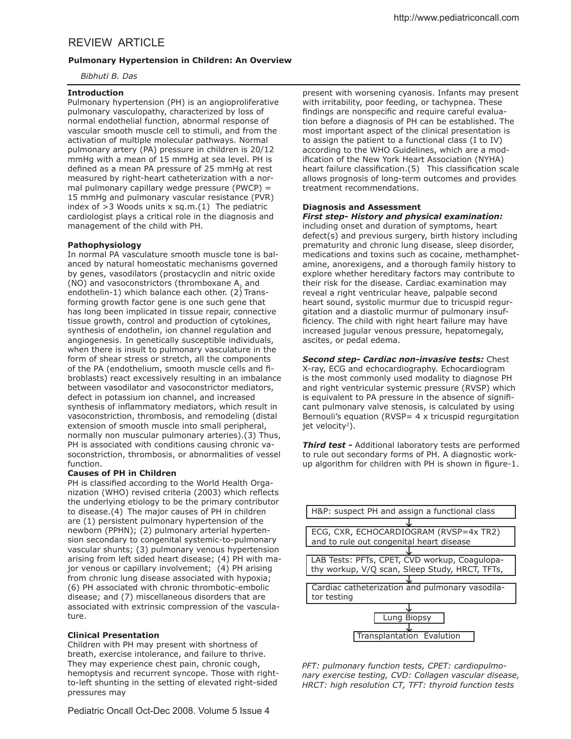# REVIEW ARTICLE

**Pulmonary Hypertension in Children: An Overview**

*Bibhuti B. Das*

### Introduction

Pulmonary hypertension (PH) is an angioproliferative pulmonary vasculopathy, characterized by loss of normal endothelial function, abnormal response of vascular smooth muscle cell to stimuli, and from the activation of multiple molecular pathways. Normal pulmonary artery (PA) pressure in children is 20/12 mmHg with a mean of 15 mmHg at sea level. PH is defined as a mean PA pressure of 25 mmHg at rest measured by right-heart catheterization with a normal pulmonary capillary wedge pressure (PWCP) = 15 mmHg and pulmonary vascular resistance (PVR) index of >3 Woods units x sq.m.(1) The pediatric cardiologist plays a critical role in the diagnosis and management of the child with PH.

### Pathophysiology

In normal PA vasculature smooth muscle tone is balanced by natural homeostatic mechanisms governed by genes, vasodilators (prostacyclin and nitric oxide (NO) and vasoconstrictors (thromboxane $A_2$ and endothelin-1) which balance each other. (2) Transforming growth factor gene is one such gene that has long been implicated in tissue repair, connective tissue growth, control and production of cytokines, synthesis of endothelin, ion channel regulation and angiogenesis. In genetically susceptible individuals, when there is insult to pulmonary vasculature in the form of shear stress or stretch, all the components of the PA (endothelium, smooth muscle cells and fibroblasts) react excessively resulting in an imbalance between vasodilator and vasoconstrictor mediators, defect in potassium ion channel, and increased synthesis of inflammatory mediators, which result in vasoconstriction, thrombosis, and remodeling (distal extension of smooth muscle into small peripheral, normally non muscular pulmonary arteries).(3) Thus, PH is associated with conditions causing chronic vasoconstriction, thrombosis, or abnormalities of vessel function.

### Causes of PH in Children

PH is classified according to the World Health Organization (WHO) revised criteria (2003) which reflects the underlying etiology to be the primary contributor to disease.(4) The major causes of PH in children are (1) persistent pulmonary hypertension of the newborn (PPHN); (2) pulmonary arterial hypertension secondary to congenital systemic-to-pulmonary vascular shunts; (3) pulmonary venous hypertension arising from left sided heart disease; (4) PH with major venous or capillary involvement; (5) PH arising from chronic lung disease associated with hypoxia; (6) PH associated with chronic thrombotic-embolic disease; and (7) miscellaneous disorders that are associated with extrinsic compression of the vasculature.

### Clinical Presentation

Children with PH may present with shortness of breath, exercise intolerance, and failure to thrive. They may experience chest pain, chronic cough, hemoptysis and recurrent syncope. Those with right-to-left shunting in the setting of elevated right-sided pressures may present with worsening cyanosis. Infants may present with irritability, poor feeding, or tachypnea. These findings are nonspecific and require careful evaluation before a diagnosis of PH can be established. The most important aspect of the clinical presentation is to assign the patient to a functional class (I to IV) according to the WHO Guidelines, which are a modification of the New York Heart Association (NYHA) heart failure classification.(5) This classification scale allows prognosis of long-term outcomes and provides treatment recommendations.

### Diagnosis and Assessment

***First step- History and physical examination:*** including onset and duration of symptoms, heart defect(s) and previous surgery, birth history including prematurity and chronic lung disease, sleep disorder, medications and toxins such as cocaine, methamphetamine, anorexigens, and a thorough family history to explore whether hereditary factors may contribute to their risk for the disease. Cardiac examination may reveal a right ventricular heave, palpable second heart sound, systolic murmur due to tricuspid regurgitation and a diastolic murmur of pulmonary insufficiency. The child with right heart failure may have increased jugular venous pressure, hepatomegaly, ascites, or pedal edema.

***Second step- Cardiac non-invasive tests:*** Chest X-ray, ECG and echocardiography. Echocardiogram is the most commonly used modality to diagnose PH and right ventricular systemic pressure (RVSP) which is equivalent to PA pressure in the absence of significant pulmonary valve stenosis, is calculated by using Bernouli's equation (RVSP= 4 x tricuspid regurgitation jet velocity$^2$).

***Third test -*** Additional laboratory tests are performed to rule out secondary forms of PH. A diagnostic workup algorithm for children with PH is shown in figure-1.

```
H&P: suspect PH and assign a functional class
                    ↓
ECG, CXR, ECHOCARDIOGRAM (RVSP=4x TR2)
and to rule out congenital heart disease
                    ↓
LAB Tests: PFTs, CPET, CVD workup, Coagulopathy workup, V/Q scan, Sleep Study, HRCT, TFTs,
                    ↓
Cardiac catheterization and pulmonary vasodilator testing
                    ↓
               Lung Biopsy
                    ↓
         Transplantation Evalution
```

*PFT: pulmonary function tests, CPET: cardiopulmonary exercise testing, CVD: Collagen vascular disease, HRCT: high resolution CT, TFT: thyroid function tests*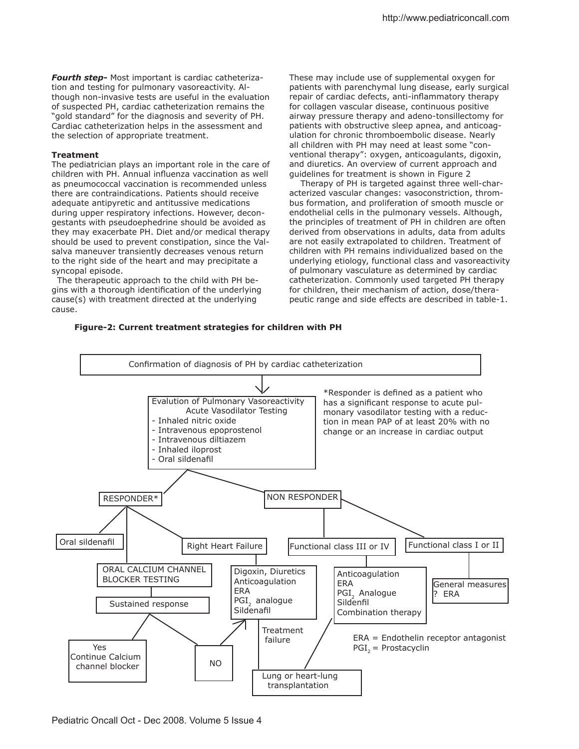***Fourth step-*** Most important is cardiac catheterization and testing for pulmonary vasoreactivity. Although non-invasive tests are useful in the evaluation of suspected PH, cardiac catheterization remains the "gold standard" for the diagnosis and severity of PH. Cardiac catheterization helps in the assessment and the selection of appropriate treatment.

**Treatment**

The pediatrician plays an important role in the care of children with PH. Annual influenza vaccination as well as pneumococcal vaccination is recommended unless there are contraindications. Patients should receive adequate antipyretic and antitussive medications during upper respiratory infections. However, decongestants with pseudoephedrine should be avoided as they may exacerbate PH. Diet and/or medical therapy should be used to prevent constipation, since the Valsalva maneuver transiently decreases venous return to the right side of the heart and may precipitate a syncopal episode.

The therapeutic approach to the child with PH begins with a thorough identification of the underlying cause(s) with treatment directed at the underlying cause. These may include use of supplemental oxygen for patients with parenchymal lung disease, early surgical repair of cardiac defects, anti-inflammatory therapy for collagen vascular disease, continuous positive airway pressure therapy and adeno-tonsillectomy for patients with obstructive sleep apnea, and anticoagulation for chronic thromboembolic disease. Nearly all children with PH may need at least some "conventional therapy": oxygen, anticoagulants, digoxin, and diuretics. An overview of current approach and guidelines for treatment is shown in Figure 2

Therapy of PH is targeted against three well-characterized vascular changes: vasoconstriction, thrombus formation, and proliferation of smooth muscle or endothelial cells in the pulmonary vessels. Although, the principles of treatment of PH in children are often derived from observations in adults, data from adults are not easily extrapolated to children. Treatment of children with PH remains individualized based on the underlying etiology, functional class and vasoreactivity of pulmonary vasculature as determined by cardiac catheterization. Commonly used targeted PH therapy for children, their mechanism of action, dose/therapeutic range and side effects are described in table-1.

**Figure-2: Current treatment strategies for children with PH**

Confirmation of diagnosis of PH by cardiac catheterization

Evalution of Pulmonary Vasoreactivity
Acute Vasodilator Testing
- Inhaled nitric oxide
- Intravenous epoprostenol
- Intravenous diltiazem
- Inhaled iloprost
- Oral sildenafil

*Responder is defined as a patient who has a significant response to acute pulmonary vasodilator testing with a reduction in mean PAP of at least 20% with no change or an increase in cardiac output

RESPONDER*
- Oral sildenafil
- ORAL CALCIUM CHANNEL BLOCKER TESTING → Sustained response
  - Yes: Continue Calcium channel blocker
  - NO → Digoxin, Diuretics, Anticoagulation, ERA, $PGI_2$ analogue, Sildenafil
- Right Heart Failure → Digoxin, Diuretics, Anticoagulation, ERA, $PGI_2$ analogue, Sildenafil → Treatment failure → Lung or heart-lung transplantation

NON RESPONDER
- Functional class III or IV → Anticoagulation, ERA, $PGI_2$ Analogue, Sildenfil, Combination therapy → Lung or heart-lung transplantation
- Functional class I or II → General measures, ? ERA

ERA = Endothelin receptor antagonist
$PGI_2$ = Prostacyclin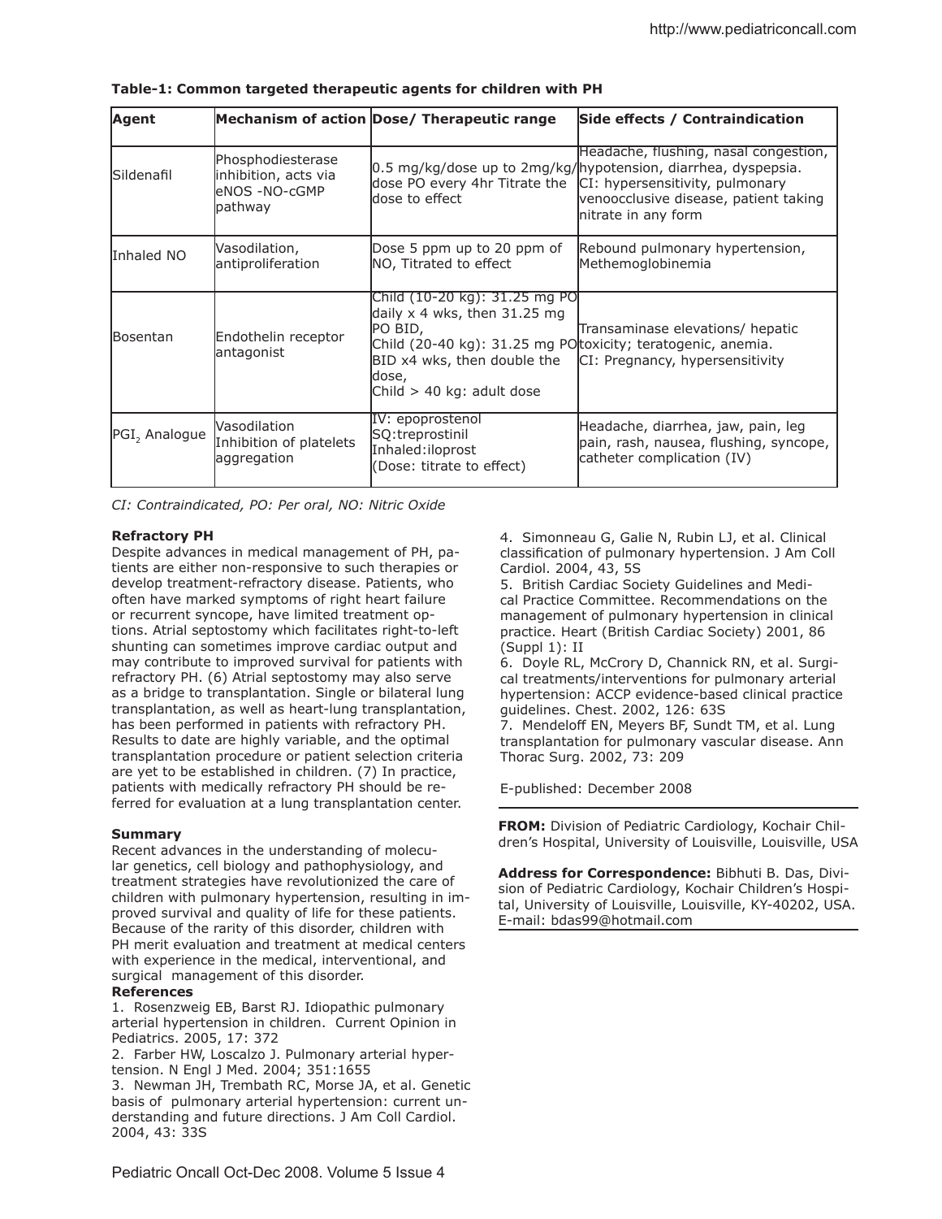**Table-1: Common targeted therapeutic agents for children with PH**

| Agent | Mechanism of action | Dose/ Therapeutic range | Side effects / Contraindication |
|---|---|---|---|
| Sildenafil | Phosphodiesterase inhibition, acts via eNOS -NO-cGMP pathway | 0.5 mg/kg/dose up to 2mg/kg/dose PO every 4hr Titrate the dose to effect | Headache, flushing, nasal congestion, hypotension, diarrhea, dyspepsia. CI: hypersensitivity, pulmonary venoocclusive disease, patient taking nitrate in any form |
| Inhaled NO | Vasodilation, antiproliferation | Dose 5 ppm up to 20 ppm of NO, Titrated to effect | Rebound pulmonary hypertension, Methemoglobinemia |
| Bosentan | Endothelin receptor antagonist | Child (10-20 kg): 31.25 mg PO daily x 4 wks, then 31.25 mg PO BID, Child (20-40 kg): 31.25 mg PO BID x4 wks, then double the dose, Child > 40 kg: adult dose | Transaminase elevations/ hepatic toxicity; teratogenic, anemia. CI: Pregnancy, hypersensitivity |
| $PGI_2$ Analogue | Vasodilation Inhibition of platelets aggregation | IV: epoprostenol SQ:treprostinil Inhaled:iloprost (Dose: titrate to effect) | Headache, diarrhea, jaw, pain, leg pain, rash, nausea, flushing, syncope, catheter complication (IV) |

*CI: Contraindicated, PO: Per oral, NO: Nitric Oxide*

**Refractory PH**

Despite advances in medical management of PH, patients are either non-responsive to such therapies or develop treatment-refractory disease. Patients, who often have marked symptoms of right heart failure or recurrent syncope, have limited treatment options. Atrial septostomy which facilitates right-to-left shunting can sometimes improve cardiac output and may contribute to improved survival for patients with refractory PH. (6) Atrial septostomy may also serve as a bridge to transplantation. Single or bilateral lung transplantation, as well as heart-lung transplantation, has been performed in patients with refractory PH. Results to date are highly variable, and the optimal transplantation procedure or patient selection criteria are yet to be established in children. (7) In practice, patients with medically refractory PH should be referred for evaluation at a lung transplantation center.

**Summary**

Recent advances in the understanding of molecular genetics, cell biology and pathophysiology, and treatment strategies have revolutionized the care of children with pulmonary hypertension, resulting in improved survival and quality of life for these patients. Because of the rarity of this disorder, children with PH merit evaluation and treatment at medical centers with experience in the medical, interventional, and surgical management of this disorder.

**References**

1. Rosenzweig EB, Barst RJ. Idiopathic pulmonary arterial hypertension in children. Current Opinion in Pediatrics. 2005, 17: 372
2. Farber HW, Loscalzo J. Pulmonary arterial hypertension. N Engl J Med. 2004; 351:1655
3. Newman JH, Trembath RC, Morse JA, et al. Genetic basis of pulmonary arterial hypertension: current understanding and future directions. J Am Coll Cardiol. 2004, 43: 33S
4. Simonneau G, Galie N, Rubin LJ, et al. Clinical classification of pulmonary hypertension. J Am Coll Cardiol. 2004, 43, 5S
5. British Cardiac Society Guidelines and Medical Practice Committee. Recommendations on the management of pulmonary hypertension in clinical practice. Heart (British Cardiac Society) 2001, 86 (Suppl 1): II
6. Doyle RL, McCrory D, Channick RN, et al. Surgical treatments/interventions for pulmonary arterial hypertension: ACCP evidence-based clinical practice guidelines. Chest. 2002, 126: 63S
7. Mendeloff EN, Meyers BF, Sundt TM, et al. Lung transplantation for pulmonary vascular disease. Ann Thorac Surg. 2002, 73: 209

E-published: December 2008

**FROM:** Division of Pediatric Cardiology, Kochair Children's Hospital, University of Louisville, Louisville, USA

**Address for Correspondence:** Bibhuti B. Das, Division of Pediatric Cardiology, Kochair Children's Hospital, University of Louisville, Louisville, KY-40202, USA. E-mail: bdas99@hotmail.com